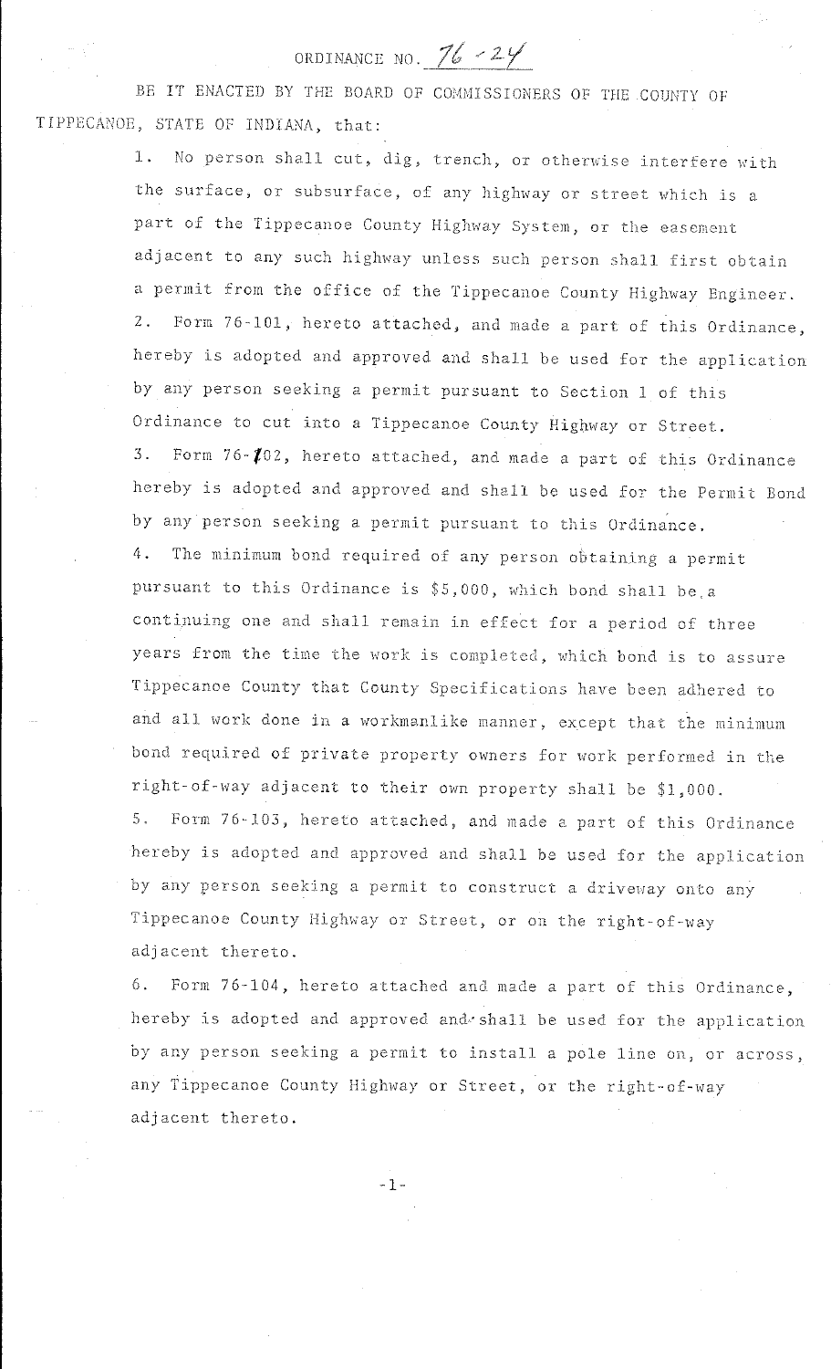# ORDINANCE NO. 76-24

BE IT ENACTED BY THE BOARD OF COMMISSIONERS OF THE COUNTY OF TIPPECANOE, STATE OF INDIANA, that:

1. No person shall cut, dig, trench, or otherwise interfere with the surface, or subsurface, of any highway or street which is a part of the Tippecanoe County Highway System, or the easement adjacent to any such highway unless such person shall first obtain a permit from the office of the Tippecanoe County Highway Engineer.

2. Form 76-101, hereto attached, and made a part of this Ordinance, hereby is adopted and approved and shall be used for the application by any person seeking a permit pursuant to Section 1 of this Ordinance to cut into a Tippecanoe County Highway or Street.

3. Form 76-102, hereto attached, and made a part of this Ordinance hereby is adopted and approved and shall be used for the Permit Bond by any person seeking a permit pursuant to this Ordinance.

4. The minimum bond required of any person obtaining a permit pursuant to this Ordinance is $5,000, which bond shall be a continuing one and shall remain in effect for a period of three years from the time the work is completed, which bond is to assure Tippecanoe County that County Specifications have been adhered to and all work done in a workmanlike manner, except that the minimum bond required of private property owners for work performed in the right-of-way adjacent to their own property shall be $1,000.

5. Form 76-103, hereto attached, and made a part of this Ordinance hereby is adopted and approved and shall be used for the application by any person seeking a permit to construct a driveway onto any Tippecanoe County Highway or Street, or on the right-of-way adjacent thereto.

6. Form 76-104, hereto attached and made a part of this Ordinance, hereby is adopted and approved and shall be used for the application by any person seeking a permit to install a pole line on, or across, any Tippecanoe County Highway or Street, or the right-of-way adjacent thereto.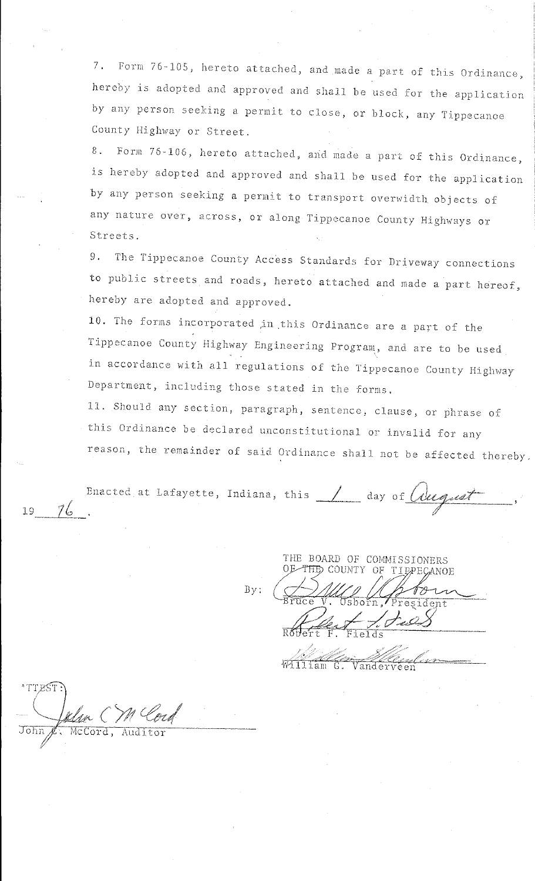7. Form 76-105, hereto attached, and made a part of this Ordinance, hereby is adopted and approved and shall be used for the application by any person seeking a permit to close, or block, any Tippecanoe County Highway or Street.

8. Form 76-106, hereto attached, and made a part of this Ordinance, is hereby adopted and approved and shall be used for the application by any person seeking a permit to transport overwidth objects of any nature over, across, or along Tippecanoe County Highways or Streets.

9. The Tippecanoe County Access Standards for Driveway connections to public streets and roads, hereto attached and made a part hereof, hereby are adopted and approved.

10. The forms incorporated in this Ordinance are a part of the Tippecanoe County Highway Engineering Program, and are to be used in accordance with all regulations of the Tippecanoe County Highway Department, including those stated in the forms.

11. Should any section, paragraph, sentence, clause, or phrase of this Ordinance be declared unconstitutional or invalid for any reason, the remainder of said Ordinance shall not be affected thereby.

Enacted at Lafayette, Indiana, this 1 day of August, 19 76.

THE BOARD OF COMMISSIONERS
OF THE COUNTY OF TIPPECANOE

By: ______________________
Bruce V. Osborn, President

______________________
Robert F. Fields

______________________
William G. Vanderveen

ATTEST:

______________________
John E. McCord, Auditor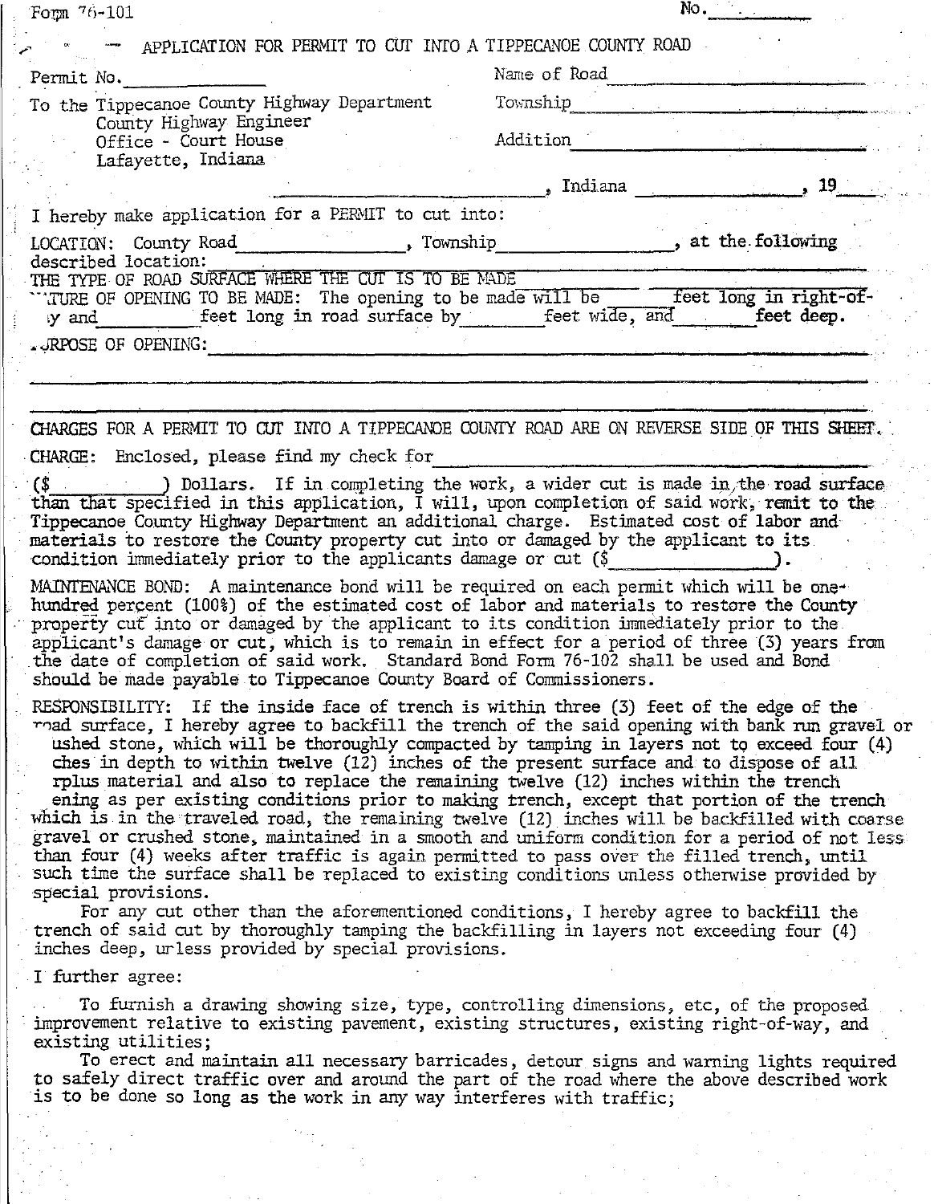Form 76-101 No.________

# APPLICATION FOR PERMIT TO CUT INTO A TIPPECANOE COUNTY ROAD

Permit No.______________ Name of Road______________________

To the Tippecanoe County Highway Department
County Highway Engineer
Office - Court House
Lafayette, Indiana

Township______________________

Addition______________________

______________________, Indiana ______________, 19____

I hereby make application for a PERMIT to cut into:

LOCATION: County Road______________, Township______________, at the following described location:________________________________________

THE TYPE OF ROAD SURFACE WHERE THE CUT IS TO BE MADE________________________

NATURE OF OPENING TO BE MADE: The opening to be made will be ______ feet long in right-of-way and ________ feet long in road surface by ______ feet wide, and ______ feet deep.

PURPOSE OF OPENING:________________________________________

________________________________________________________________

________________________________________________________________

CHARGES FOR A PERMIT TO CUT INTO A TIPPECANOE COUNTY ROAD ARE ON REVERSE SIDE OF THIS SHEET.

CHARGE: Enclosed, please find my check for______________________________ ($__________) Dollars. If in completing the work, a wider cut is made in the road surface than that specified in this application, I will, upon completion of said work, remit to the Tippecanoe County Highway Department an additional charge. Estimated cost of labor and materials to restore the County property cut into or damaged by the applicant to its condition immediately prior to the applicants damage or cut ($______________).

MAINTENANCE BOND: A maintenance bond will be required on each permit which will be one-hundred percent (100%) of the estimated cost of labor and materials to restore the County property cut into or damaged by the applicant to its condition immediately prior to the applicant's damage or cut, which is to remain in effect for a period of three (3) years from the date of completion of said work. Standard Bond Form 76-102 shall be used and Bond should be made payable to Tippecanoe County Board of Commissioners.

RESPONSIBILITY: If the inside face of trench is within three (3) feet of the edge of the road surface, I hereby agree to backfill the trench of the said opening with bank run gravel or crushed stone, which will be thoroughly compacted by tamping in layers not to exceed four (4) inches in depth to within twelve (12) inches of the present surface and to dispose of all surplus material and also to replace the remaining twelve (12) inches within the trench opening as per existing conditions prior to making trench, except that portion of the trench which is in the traveled road, the remaining twelve (12) inches will be backfilled with coarse gravel or crushed stone, maintained in a smooth and uniform condition for a period of not less than four (4) weeks after traffic is again permitted to pass over the filled trench, until such time the surface shall be replaced to existing conditions unless otherwise provided by special provisions.

For any cut other than the aforementioned conditions, I hereby agree to backfill the trench of said cut by thoroughly tamping the backfilling in layers not exceeding four (4) inches deep, unless provided by special provisions.

I further agree:

To furnish a drawing showing size, type, controlling dimensions, etc, of the proposed improvement relative to existing pavement, existing structures, existing right-of-way, and existing utilities;

To erect and maintain all necessary barricades, detour signs and warning lights required to safely direct traffic over and around the part of the road where the above described work is to be done so long as the work in any way interferes with traffic;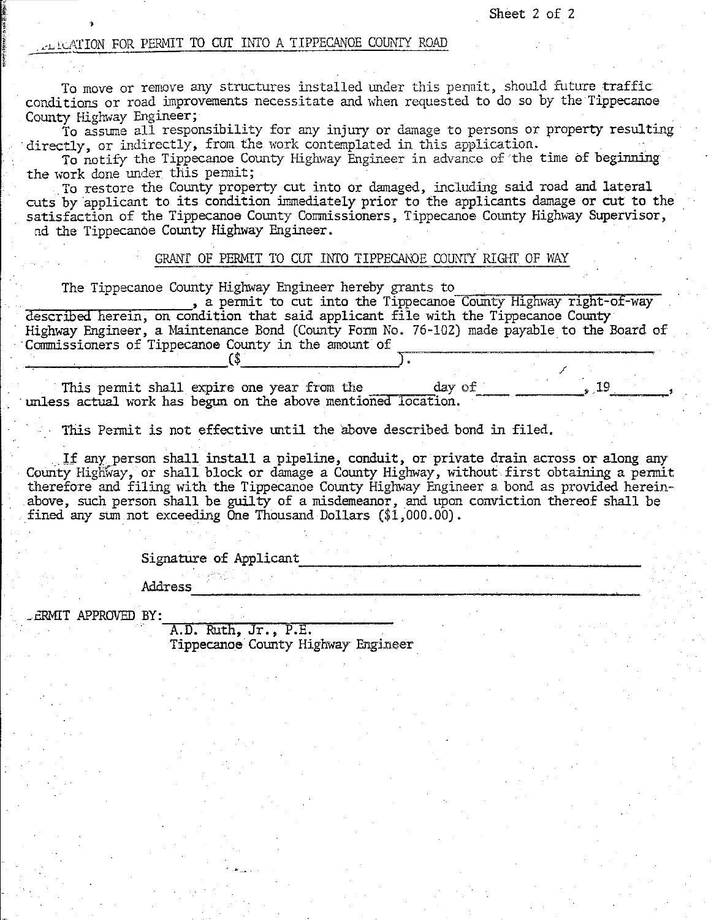## APPLICATION FOR PERMIT TO CUT INTO A TIPPECANOE COUNTY ROAD

To move or remove any structures installed under this permit, should future traffic conditions or road improvements necessitate and when requested to do so by the Tippecanoe County Highway Engineer;

To assume all responsibility for any injury or damage to persons or property resulting directly, or indirectly, from the work contemplated in this application.

To notify the Tippecanoe County Highway Engineer in advance of the time of beginning the work done under this permit;

To restore the County property cut into or damaged, including said road and lateral cuts by applicant to its condition immediately prior to the applicants damage or cut to the satisfaction of the Tippecanoe County Commissioners, Tippecanoe County Highway Supervisor, and the Tippecanoe County Highway Engineer.

### GRANT OF PERMIT TO CUT INTO TIPPECANOE COUNTY RIGHT OF WAY

The Tippecanoe County Highway Engineer hereby grants to ______________________ ______________________, a permit to cut into the Tippecanoe County Highway right-of-way described herein, on condition that said applicant file with the Tippecanoe County Highway Engineer, a Maintenance Bond (County Form No. 76-102) made payable to the Board of Commissioners of Tippecanoe County in the amount of ______________________ ______________________ ($______________________).

This permit shall expire one year from the ________ day of ____ __________, 19________, unless actual work has begun on the above mentioned location.

This Permit is not effective until the above described bond in filed.

If any person shall install a pipeline, conduit, or private drain across or along any County Highway, or shall block or damage a County Highway, without first obtaining a permit therefore and filing with the Tippecanoe County Highway Engineer a bond as provided hereinabove, such person shall be guilty of a misdemeanor, and upon conviction thereof shall be fined any sum not exceeding One Thousand Dollars ($1,000.00).

Signature of Applicant ______________________________

Address ______________________________

PERMIT APPROVED BY: ______________________________
A.D. Ruth, Jr., P.E.
Tippecanoe County Highway Engineer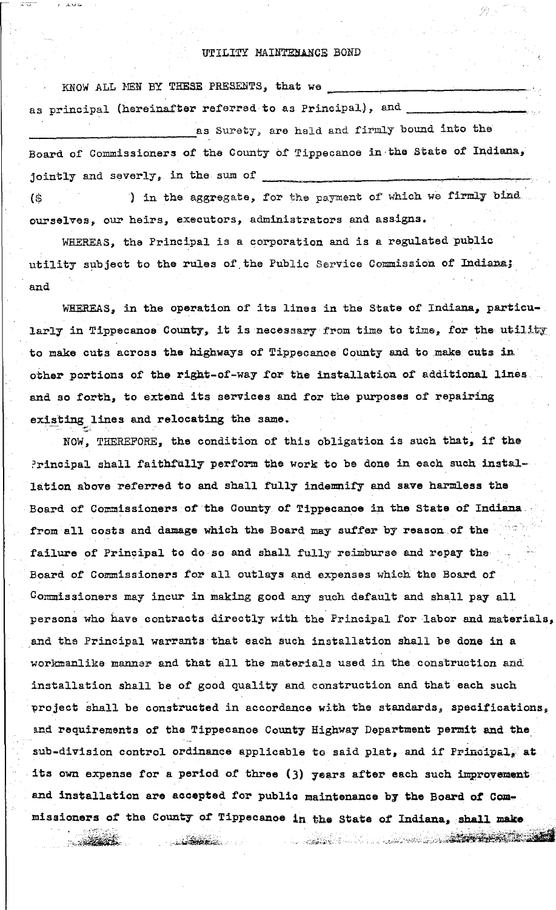UTILITY MAINTENANCE BOND

KNOW ALL MEN BY THESE PRESENTS, that we \_\_\_\_\_\_\_\_\_\_\_\_\_\_\_\_\_\_\_\_\_\_\_\_\_\_ as principal (hereinafter referred to as Principal), and \_\_\_\_\_\_\_\_\_\_\_\_\_\_\_\_\_\_\_\_\_\_\_\_\_\_ as Surety, are held and firmly bound into the Board of Commissioners of the County of Tippecanoe in the State of Indiana, jointly and severly, in the sum of \_\_\_\_\_\_\_\_\_\_\_\_\_\_\_\_\_\_\_\_\_\_\_\_\_\_ ($          ) in the aggregate, for the payment of which we firmly bind ourselves, our heirs, executors, administrators and assigns.

WHEREAS, the Principal is a corporation and is a regulated public utility subject to the rules of the Public Service Commission of Indiana; and

WHEREAS, in the operation of its lines in the State of Indiana, particularly in Tippecanoe County, it is necessary from time to time, for the utility to make cuts across the highways of Tippecanoe County and to make cuts in other portions of the right-of-way for the installation of additional lines and so forth, to extend its services and for the purposes of repairing existing lines and relocating the same.

NOW, THEREFORE, the condition of this obligation is such that, if the Principal shall faithfully perform the work to be done in each such installation above referred to and shall fully indemnify and save harmless the Board of Commissioners of the County of Tippecanoe in the State of Indiana from all costs and damage which the Board may suffer by reason of the failure of Principal to do so and shall fully reimburse and repay the Board of Commissioners for all outlays and expenses which the Board of Commissioners may incur in making good any such default and shall pay all persons who have contracts directly with the Principal for labor and materials, and the Principal warrants that each such installation shall be done in a workmanlike manner and that all the materials used in the construction and installation shall be of good quality and construction and that each such project shall be constructed in accordance with the standards, specifications, and requirements of the Tippecanoe County Highway Department permit and the sub-division control ordinance applicable to said plat, and if Principal, at its own expense for a period of three (3) years after each such improvement and installation are accepted for public maintenance by the Board of Commissioners of the County of Tippecanoe in the State of Indiana, shall make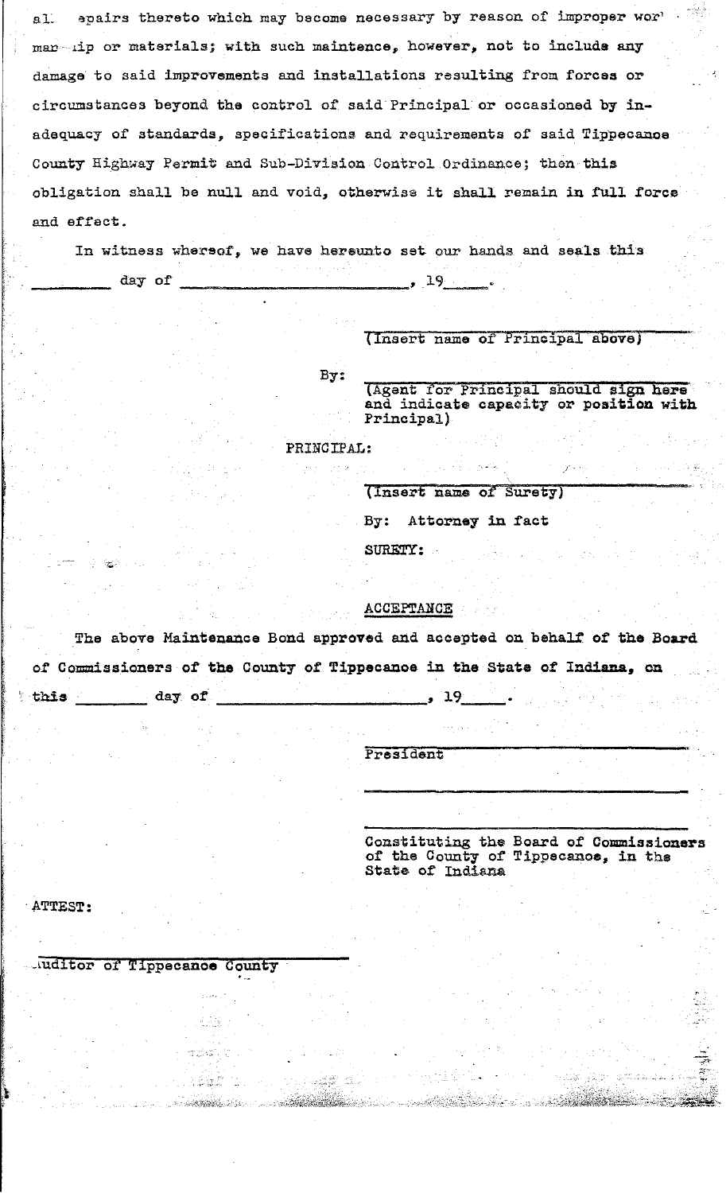al. epairs thereto which may become necessary by reason of improper wor' man ip or materials; with such maintence, however, not to include any damage to said improvements and installations resulting from forces or circumstances beyond the control of said Principal or occasioned by inadequacy of standards, specifications and requirements of said Tippecanoe County Highway Permit and Sub-Division Control Ordinance; then this obligation shall be null and void, otherwise it shall remain in full force and effect.

In witness whereof, we have hereunto set our hands and seals this _______ day of ______________________, 19____.

_______________________________
(Insert name of Principal above)

By: _______________________________
(Agent for Principal should sign here and indicate capacity or position with Principal)

PRINCIPAL:

_______________________________
(Insert name of Surety)

By: Attorney in fact

SURETY:

ACCEPTANCE

The above Maintenance Bond approved and accepted on behalf of the Board of Commissioners of the County of Tippecanoe in the State of Indiana, on this _______ day of ______________________, 19____.

_______________________________
President

_______________________________

_______________________________
Constituting the Board of Commissioners of the County of Tippecanoe, in the State of Indiana

ATTEST:

_______________________________
Auditor of Tippecanoe County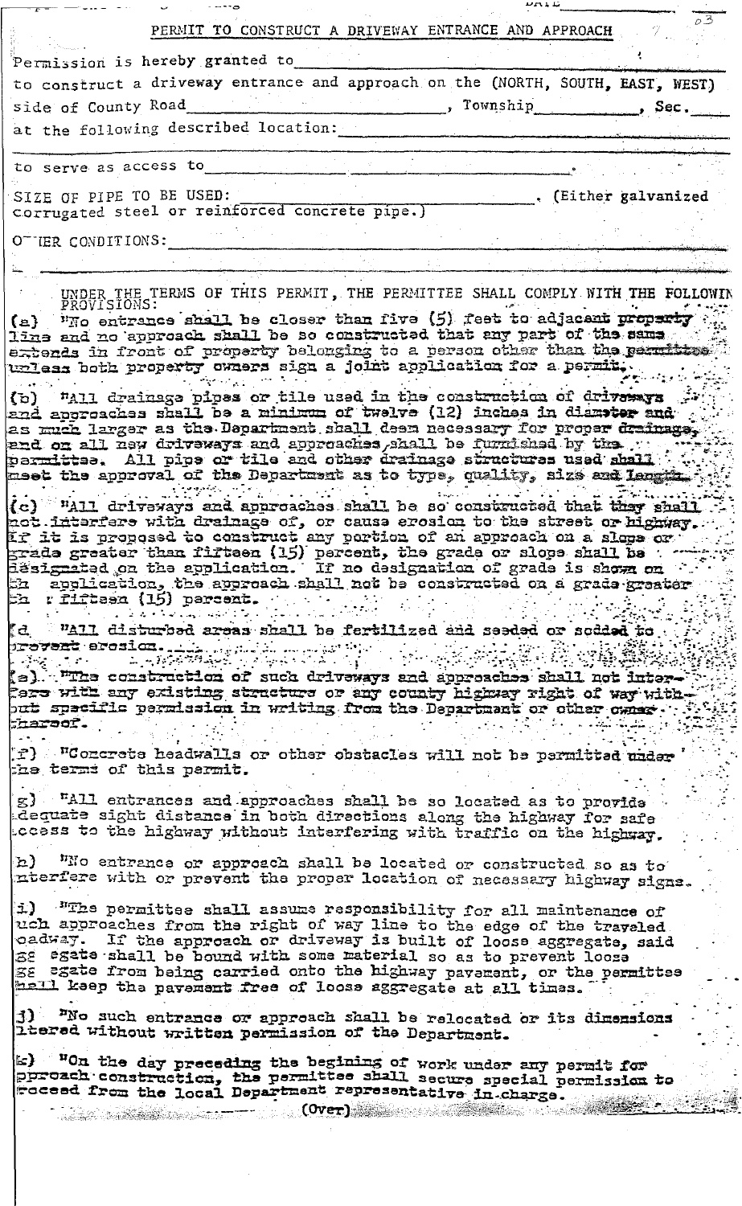## PERMIT TO CONSTRUCT A DRIVEWAY ENTRANCE AND APPROACH

Permission is hereby granted to \_\_\_\_\_\_\_\_\_\_\_\_\_\_\_\_\_\_\_\_\_\_\_\_\_\_\_\_\_\_\_\_\_\_\_\_\_\_\_\_\_\_\_\_

to construct a driveway entrance and approach on the (NORTH, SOUTH, EAST, WEST) side of County Road \_\_\_\_\_\_\_\_\_\_\_\_\_\_\_\_\_\_\_\_, Township \_\_\_\_\_\_\_\_\_\_, Sec. \_\_\_\_\_

at the following described location: \_\_\_\_\_\_\_\_\_\_\_\_\_\_\_\_\_\_\_\_\_\_\_\_\_\_\_\_\_\_\_\_\_\_\_\_\_\_\_\_\_\_\_\_

to serve as access to \_\_\_\_\_\_\_\_\_\_\_\_\_\_\_\_\_\_\_\_\_\_\_\_\_\_\_\_\_\_\_\_\_\_\_\_.

SIZE OF PIPE TO BE USED: \_\_\_\_\_\_\_\_\_\_\_\_\_\_\_\_\_\_\_\_\_\_\_\_\_\_\_\_\_\_\_\_\_\_\_\_. (Either galvanized corrugated steel or reinforced concrete pipe.)

OTHER CONDITIONS: \_\_\_\_\_\_\_\_\_\_\_\_\_\_\_\_\_\_\_\_\_\_\_\_\_\_\_\_\_\_\_\_\_\_\_\_\_\_\_\_\_\_\_\_

UNDER THE TERMS OF THIS PERMIT, THE PERMITTEE SHALL COMPLY WITH THE FOLLOWING PROVISIONS:

(a) "No entrance shall be closer than five (5) feet to adjacent property line and no approach shall be so constructed that any part of the same extends in front of property belonging to a person other than the permittee unless both property owners sign a joint application for a permit.

(b) "All drainage pipes or tile used in the construction of driveways and approaches shall be a minimum of twelve (12) inches in diameter and as much larger as the Department shall deem necessary for proper drainage, and on all new driveways and approaches shall be furnished by the permittee. All pipe or tile and other drainage structures used shall meet the approval of the Department as to type, quality, size and length.

(c) "All driveways and approaches shall be so constructed that they shall not interfere with drainage of, or cause erosion to the street or highway. If it is proposed to construct any portion of an approach on a slope or grade greater than fifteen (15) percent, the grade or slope shall be designated on the application. If no designation of grade is shown on the application, the approach shall not be constructed on a grade greater than fifteen (15) percent.

(d) "All disturbed areas shall be fertilized and seeded or sodded to prevent erosion.

(e) "The construction of such driveways and approaches shall not interfere with any existing structure or any county highway right of way without specific permission in writing from the Department or other owner thereof.

(f) "Concrete headwalls or other obstacles will not be permitted under the terms of this permit.

(g) "All entrances and approaches shall be so located as to provide adequate sight distance in both directions along the highway for safe access to the highway without interfering with traffic on the highway.

(h) "No entrance or approach shall be located or constructed so as to interfere with or prevent the proper location of necessary highway signs.

(i) "The permittee shall assume responsibility for all maintenance of such approaches from the right of way line to the edge of the traveled roadway. If the approach or driveway is built of loose aggregate, said aggregate shall be bound with some material so as to prevent loose aggregate from being carried onto the highway pavement, or the permittee shall keep the pavement free of loose aggregate at all times.

(j) "No such entrance or approach shall be relocated or its dimensions altered without written permission of the Department.

(k) "On the day preceding the begining of work under any permit for approach construction, the permittee shall secure special permission to proceed from the local Department representative in-charge.

(Over)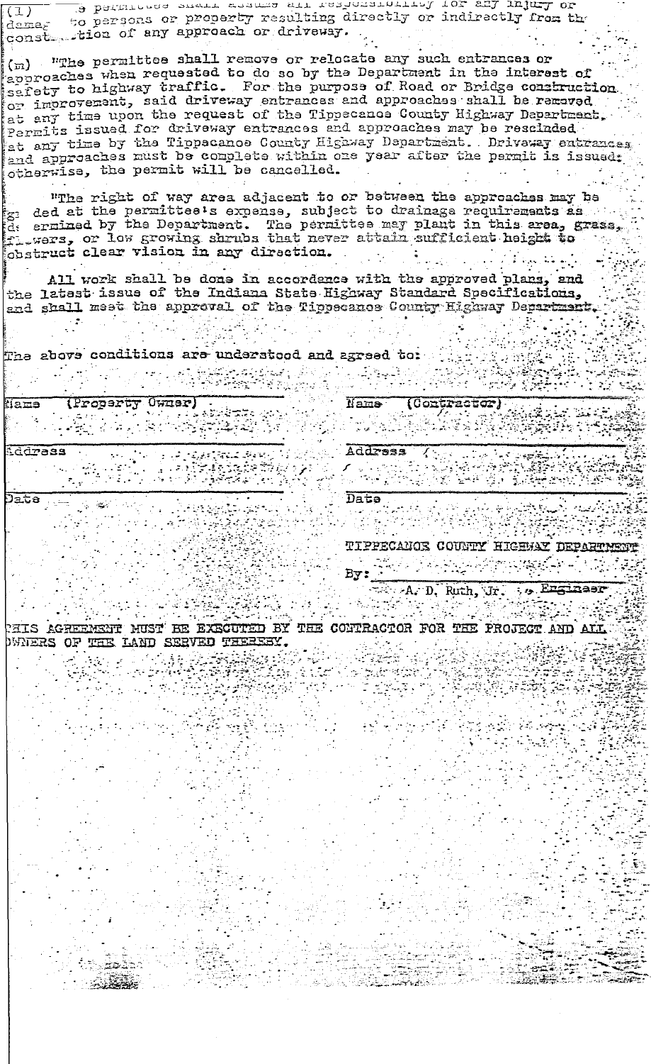(l) The permittee shall assume all responsibility for any injury or damage to persons or property resulting directly or indirectly from the construction of any approach or driveway.

(m) "The permittee shall remove or relocate any such entrances or approaches when requested to do so by the Department in the interest of safety to highway traffic. For the purpose of Road or Bridge construction or improvement, said driveway entrances and approaches shall be removed at any time upon the request of the Tippecanoe County Highway Department. Permits issued for driveway entrances and approaches may be rescinded at any time by the Tippecanoe County Highway Department. Driveway entrances and approaches must be complete within one year after the permit is issued; otherwise, the permit will be cancelled.

"The right of way area adjacent to or between the approaches may be graded at the permittee's expense, subject to drainage requirements as determined by the Department. The permittee may plant in this area, grass, flowers, or low growing shrubs that never attain sufficient height to obstruct clear vision in any direction.

All work shall be done in accordance with the approved plans, and the latest issue of the Indiana State Highway Standard Specifications, and shall meet the approval of the Tippecanoe County Highway Department.

The above conditions are understood and agreed to:

| Name (Property Owner) | Name (Contractor) |
|---|---|
| Address | Address |
| Date | Date |

TIPPECANOE COUNTY HIGHWAY DEPARTMENT

By: ______________________

A. D. Ruth, Jr. , Engineer

THIS AGREEMENT MUST BE EXECUTED BY THE CONTRACTOR FOR THE PROJECT AND ALL OWNERS OF THE LAND SERVED THEREBY.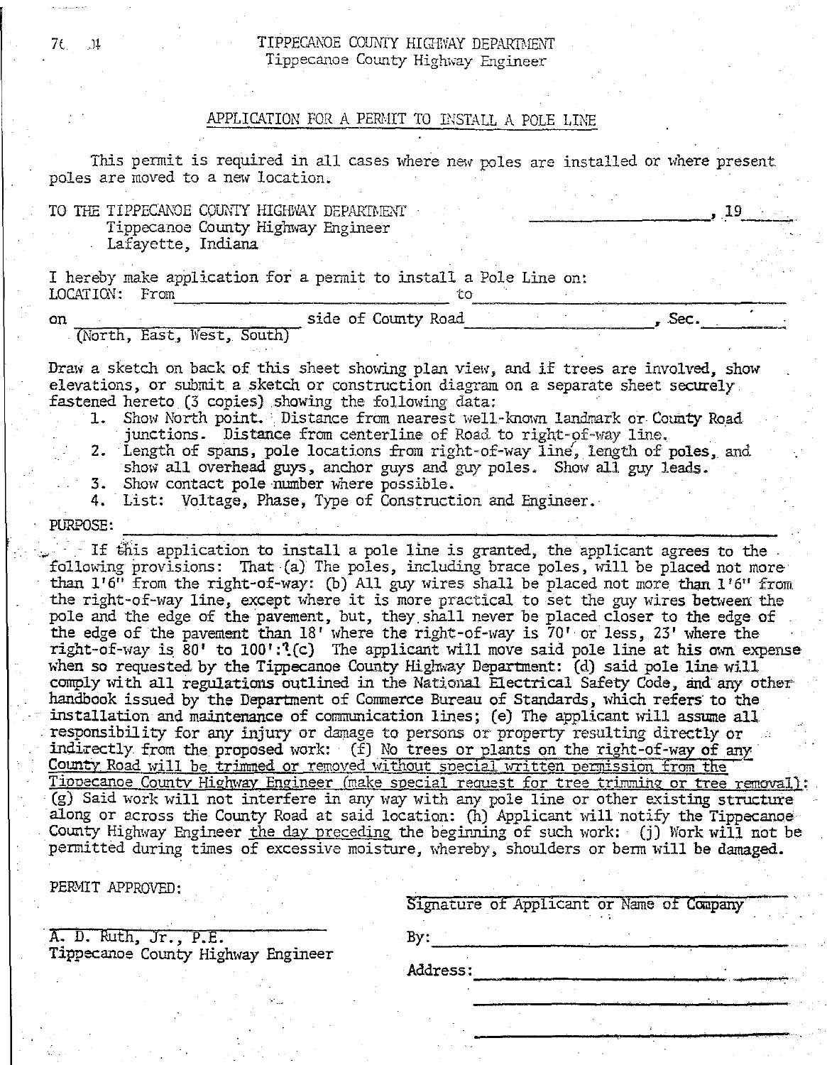TIPPECANOE COUNTY HIGHWAY DEPARTMENT
Tippecanoe County Highway Engineer

## APPLICATION FOR A PERMIT TO INSTALL A POLE LINE

This permit is required in all cases where new poles are installed or where present poles are moved to a new location.

TO THE TIPPECANOE COUNTY HIGHWAY DEPARTMENT  ____________________, 19____
Tippecanoe County Highway Engineer
Lafayette, Indiana

I hereby make application for a permit to install a Pole Line on:
LOCATION: From ______________________________ to ______________________________

on ____________________ side of County Road ____________________, Sec. ________
(North, East, West, South)

Draw a sketch on back of this sheet showing plan view, and if trees are involved, show elevations, or submit a sketch or construction diagram on a separate sheet securely fastened hereto (3 copies) showing the following data:

1. Show North point. Distance from nearest well-known landmark or County Road junctions. Distance from centerline of Road to right-of-way line.
2. Length of spans, pole locations from right-of-way line, length of poles, and show all overhead guys, anchor guys and guy poles. Show all guy leads.
3. Show contact pole number where possible.
4. List: Voltage, Phase, Type of Construction and Engineer.

PURPOSE: ____________________________________________________________

If this application to install a pole line is granted, the applicant agrees to the following provisions: That (a) The poles, including brace poles, will be placed not more than 1'6" from the right-of-way: (b) All guy wires shall be placed not more than 1'6" from the right-of-way line, except where it is more practical to set the guy wires between the pole and the edge of the pavement, but, they shall never be placed closer to the edge of the edge of the pavement than 18' where the right-of-way is 70' or less, 23' where the right-of-way is 80' to 100': (c) The applicant will move said pole line at his own expense when so requested by the Tippecanoe County Highway Department: (d) said pole line will comply with all regulations outlined in the National Electrical Safety Code, and any other handbook issued by the Department of Commerce Bureau of Standards, which refers to the installation and maintenance of communication lines; (e) The applicant will assume all responsibility for any injury or damage to persons or property resulting directly or indirectly from the proposed work: (f) No trees or plants on the right-of-way of any County Road will be trimmed or removed without special written permission from the Tippecanoe County Highway Engineer (make special request for tree trimming or tree removal): (g) Said work will not interfere in any way with any pole line or other existing structure along or across the County Road at said location: (h) Applicant will notify the Tippecanoe County Highway Engineer the day preceding the beginning of such work: (j) Work will not be permitted during times of excessive moisture, whereby, shoulders or berm will be damaged.

PERMIT APPROVED:

______________________________
Signature of Applicant or Name of Company

______________________________
A. D. Ruth, Jr., P.E.
Tippecanoe County Highway Engineer

By: ______________________________

Address: ______________________________

______________________________

______________________________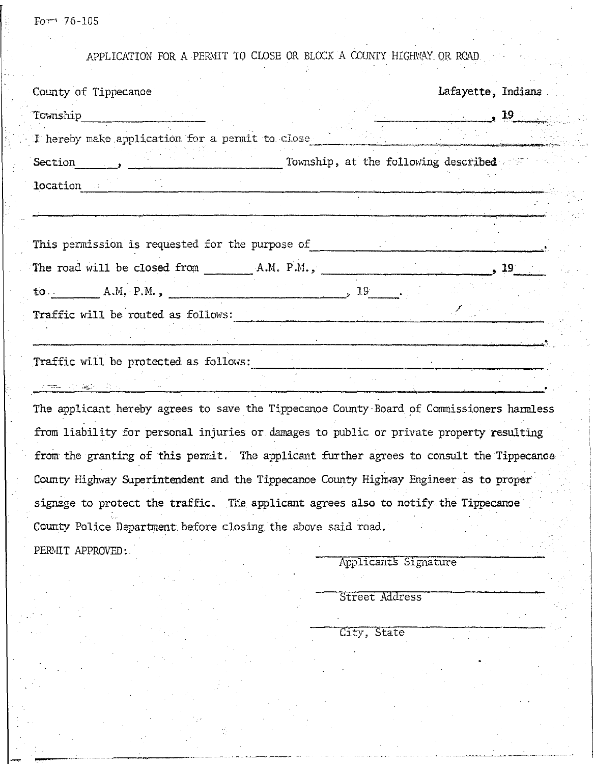Form 76-105

APPLICATION FOR A PERMIT TO CLOSE OR BLOCK A COUNTY HIGHWAY OR ROAD

County of Tippecanoe                                                                                    Lafayette, Indiana

Township____________________                                                                    ______________, 19____

I hereby make application for a permit to close ____________________________________________

Section______, ______________________ Township, at the following described

location_______________________________________________________________________

______________________________________________________________________________

This permission is requested for the purpose of _____________________________.

The road will be closed from _______ A.M. P.M., ________________________, 19____

to _______ A.M. P.M., ________________________, 19____.

Traffic will be routed as follows: ______________________________________________

______________________________________________________________________________.

Traffic will be protected as follows: ___________________________________________

______________________________________________________________________________.

The applicant hereby agrees to save the Tippecanoe County Board of Commissioners harmless from liability for personal injuries or damages to public or private property resulting from the granting of this permit. The applicant further agrees to consult the Tippecanoe County Highway Superintendent and the Tippecanoe County Highway Engineer as to proper signage to protect the traffic. The applicant agrees also to notify the Tippecanoe County Police Department before closing the above said road.

PERMIT APPROVED:

______________________________
Applicants Signature

______________________________
Street Address

______________________________
City, State